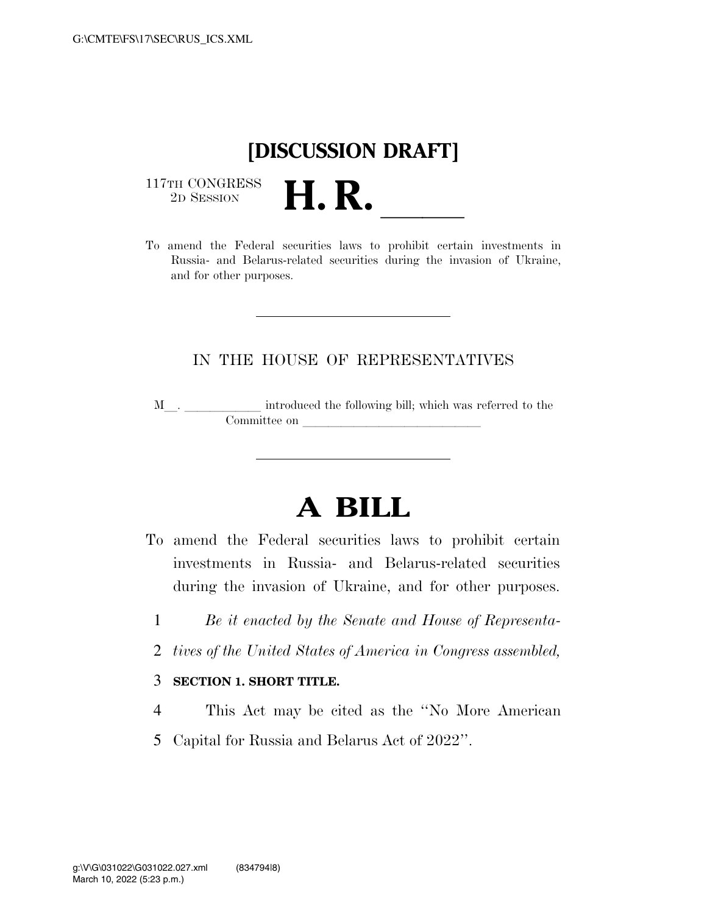**[DISCUSSION DRAFT]**

117TH CONGRESS
2D SESSION

# H. R. ______

To amend the Federal securities laws to prohibit certain investments in Russia- and Belarus-related securities during the invasion of Ukraine, and for other purposes.

---

IN THE HOUSE OF REPRESENTATIVES

M__. ____________ introduced the following bill; which was referred to the Committee on ____________________________

---

# A BILL

To amend the Federal securities laws to prohibit certain investments in Russia- and Belarus-related securities during the invasion of Ukraine, and for other purposes.

1 *Be it enacted by the Senate and House of Representa-*
2 *tives of the United States of America in Congress assembled,*

3 **SECTION 1. SHORT TITLE.**

4 This Act may be cited as the "No More American
5 Capital for Russia and Belarus Act of 2022".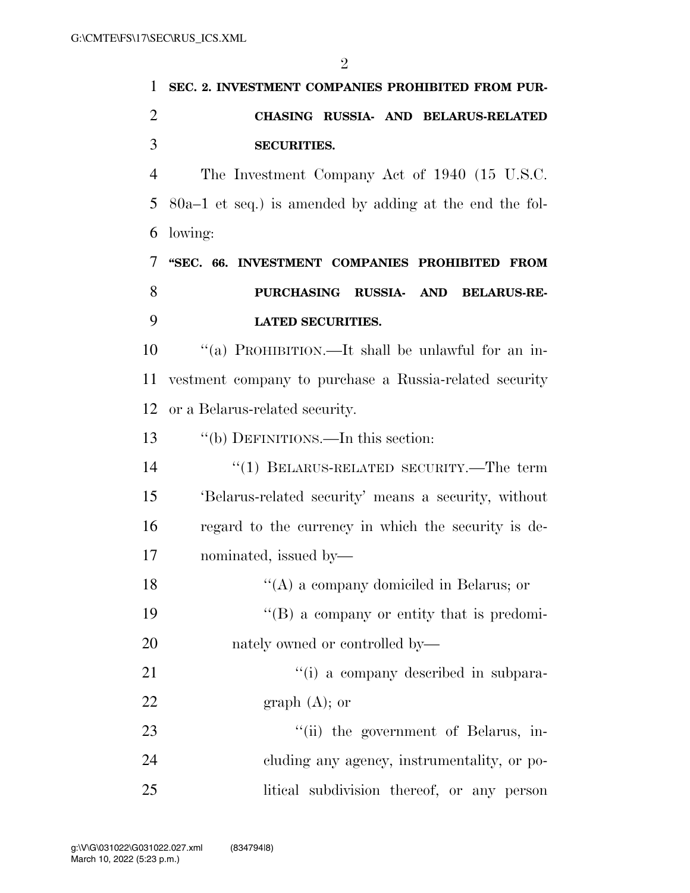**SEC. 2. INVESTMENT COMPANIES PROHIBITED FROM PURCHASING RUSSIA- AND BELARUS-RELATED SECURITIES.**

The Investment Company Act of 1940 (15 U.S.C. 80a–1 et seq.) is amended by adding at the end the following:

**"SEC. 66. INVESTMENT COMPANIES PROHIBITED FROM PURCHASING RUSSIA- AND BELARUS-RELATED SECURITIES.**

"(a) PROHIBITION.—It shall be unlawful for an investment company to purchase a Russia-related security or a Belarus-related security.

"(b) DEFINITIONS.—In this section:

"(1) BELARUS-RELATED SECURITY.—The term 'Belarus-related security' means a security, without regard to the currency in which the security is denominated, issued by—

"(A) a company domiciled in Belarus; or

"(B) a company or entity that is predominately owned or controlled by—

"(i) a company described in subparagraph (A); or

"(ii) the government of Belarus, including any agency, instrumentality, or political subdivision thereof, or any person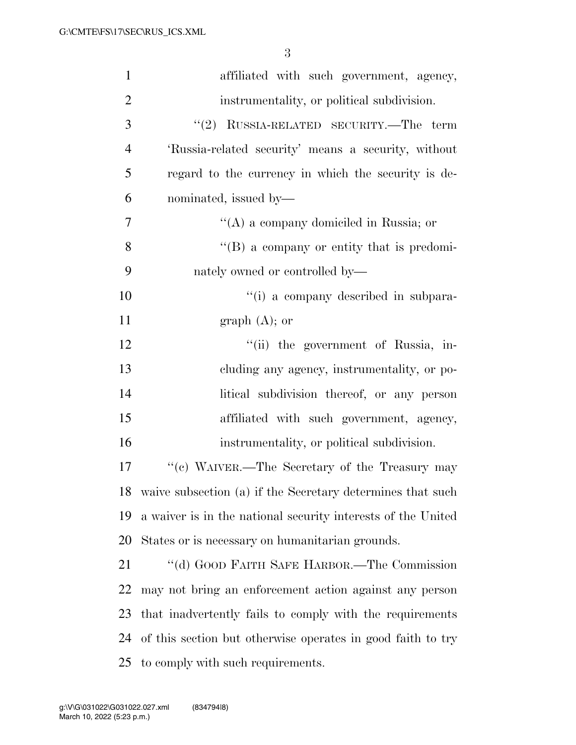affiliated with such government, agency, instrumentality, or political subdivision.

"(2) RUSSIA-RELATED SECURITY.—The term 'Russia-related security' means a security, without regard to the currency in which the security is denominated, issued by—

"(A) a company domiciled in Russia; or

"(B) a company or entity that is predominately owned or controlled by—

"(i) a company described in subparagraph (A); or

"(ii) the government of Russia, including any agency, instrumentality, or political subdivision thereof, or any person affiliated with such government, agency, instrumentality, or political subdivision.

"(c) WAIVER.—The Secretary of the Treasury may waive subsection (a) if the Secretary determines that such a waiver is in the national security interests of the United States or is necessary on humanitarian grounds.

"(d) GOOD FAITH SAFE HARBOR.—The Commission may not bring an enforcement action against any person that inadvertently fails to comply with the requirements of this section but otherwise operates in good faith to try to comply with such requirements.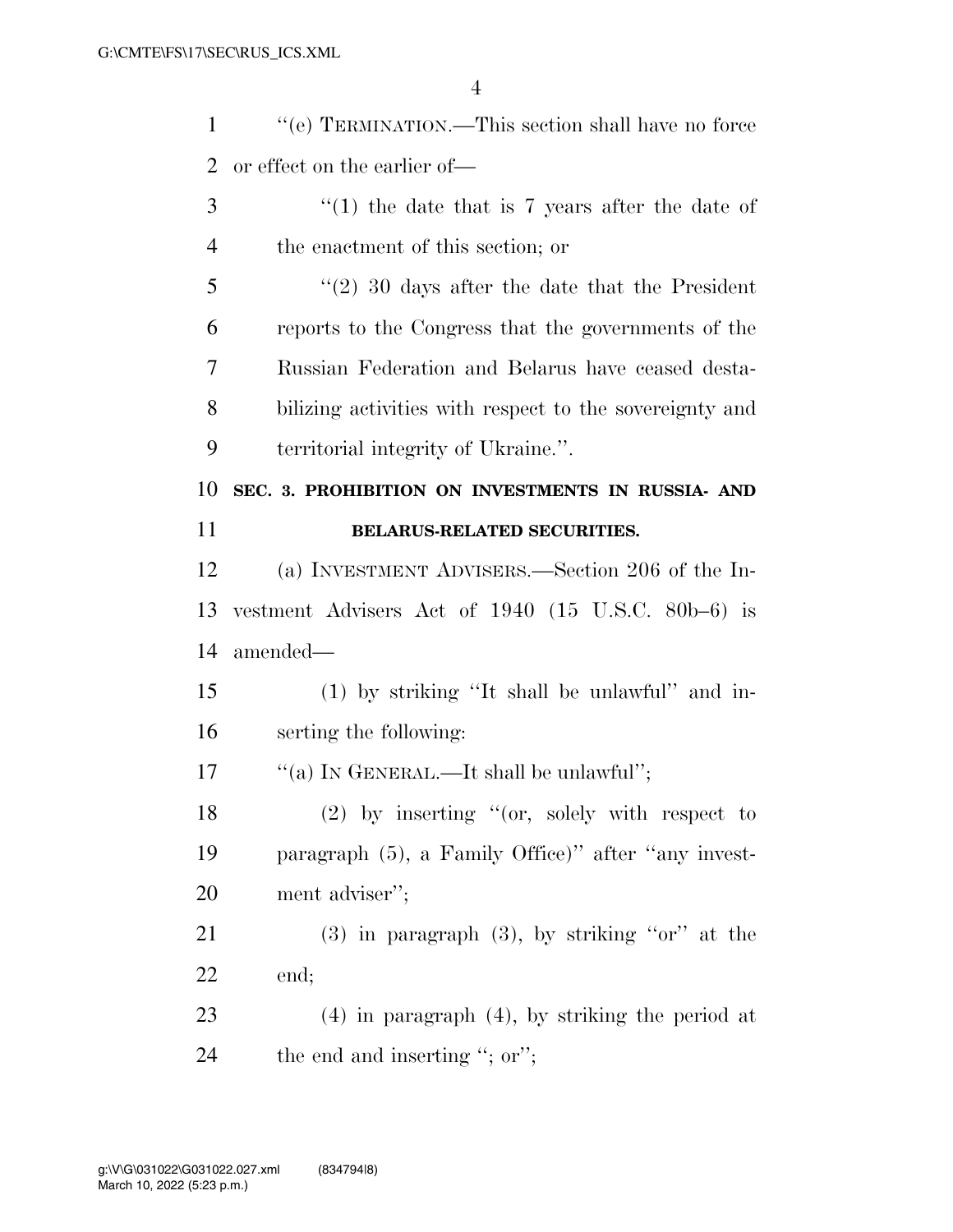''(e) TERMINATION.—This section shall have no force or effect on the earlier of—

''(1) the date that is 7 years after the date of the enactment of this section; or

''(2) 30 days after the date that the President reports to the Congress that the governments of the Russian Federation and Belarus have ceased destabilizing activities with respect to the sovereignty and territorial integrity of Ukraine.''.

**SEC. 3. PROHIBITION ON INVESTMENTS IN RUSSIA- AND BELARUS-RELATED SECURITIES.**

(a) INVESTMENT ADVISERS.—Section 206 of the Investment Advisers Act of 1940 (15 U.S.C. 80b–6) is amended—

(1) by striking ''It shall be unlawful'' and inserting the following:

''(a) IN GENERAL.—It shall be unlawful'';

(2) by inserting ''(or, solely with respect to paragraph (5), a Family Office)'' after ''any investment adviser'';

(3) in paragraph (3), by striking ''or'' at the end;

(4) in paragraph (4), by striking the period at the end and inserting ''; or'';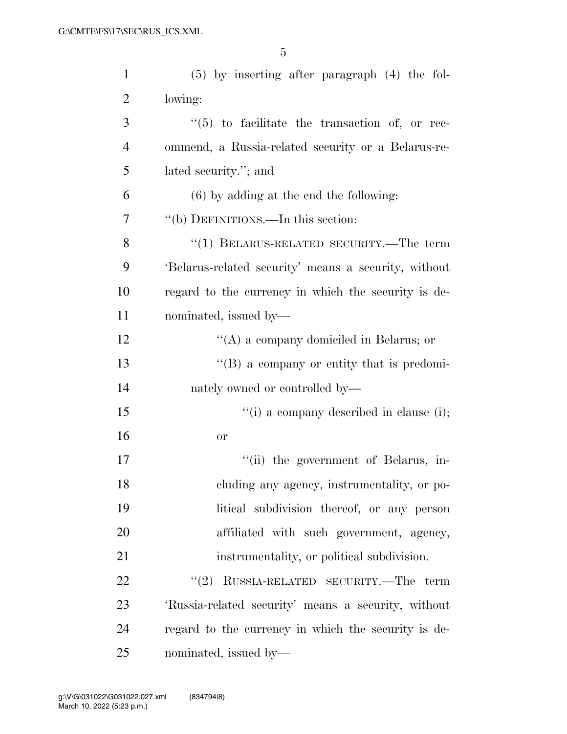(5) by inserting after paragraph (4) the following:

"(5) to facilitate the transaction of, or recommend, a Russia-related security or a Belarus-related security."; and

(6) by adding at the end the following:

"(b) DEFINITIONS.—In this section:

"(1) BELARUS-RELATED SECURITY.—The term 'Belarus-related security' means a security, without regard to the currency in which the security is denominated, issued by—

"(A) a company domiciled in Belarus; or

"(B) a company or entity that is predominately owned or controlled by—

"(i) a company described in clause (i); or

"(ii) the government of Belarus, including any agency, instrumentality, or political subdivision thereof, or any person affiliated with such government, agency, instrumentality, or political subdivision.

"(2) RUSSIA-RELATED SECURITY.—The term 'Russia-related security' means a security, without regard to the currency in which the security is denominated, issued by—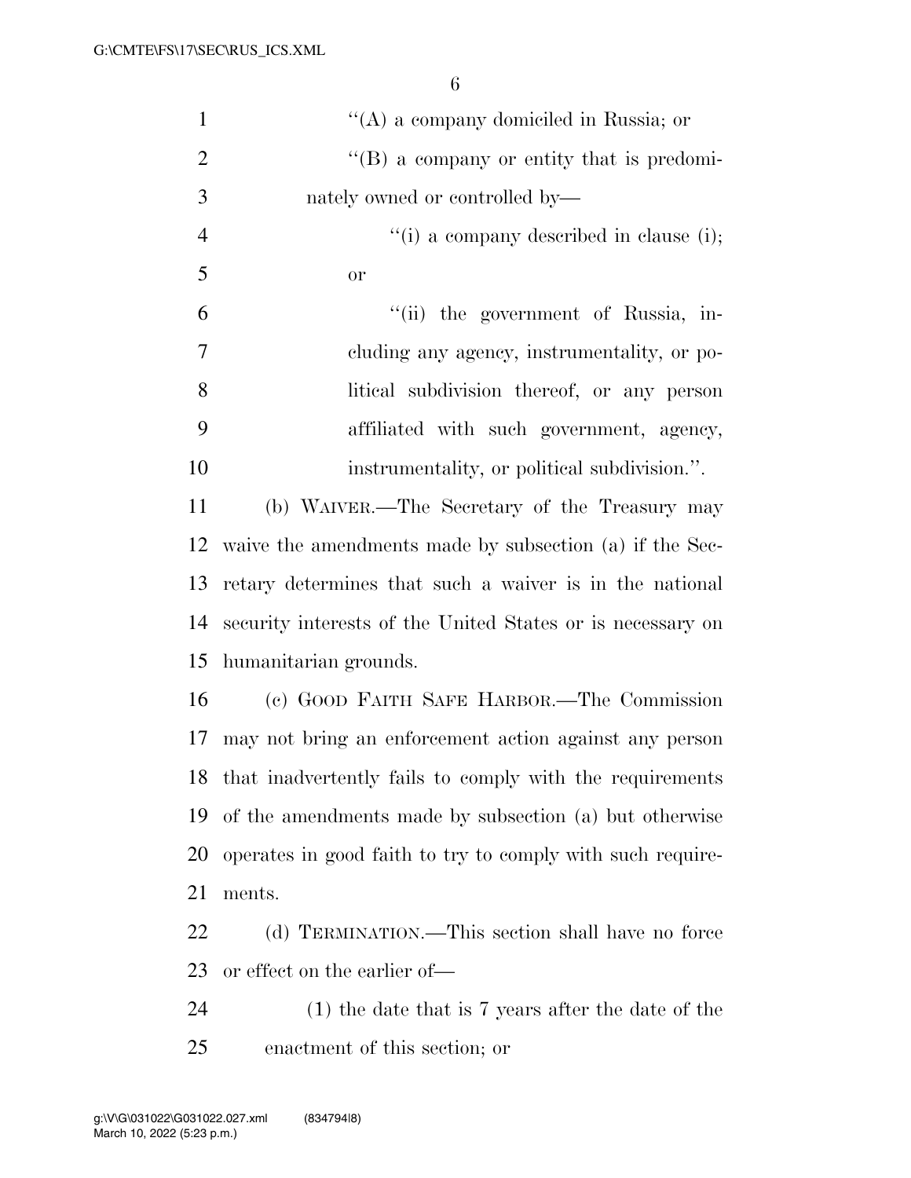"(A) a company domiciled in Russia; or

"(B) a company or entity that is predominately owned or controlled by—

"(i) a company described in clause (i); or

"(ii) the government of Russia, including any agency, instrumentality, or political subdivision thereof, or any person affiliated with such government, agency, instrumentality, or political subdivision.".

(b) WAIVER.—The Secretary of the Treasury may waive the amendments made by subsection (a) if the Secretary determines that such a waiver is in the national security interests of the United States or is necessary on humanitarian grounds.

(c) GOOD FAITH SAFE HARBOR.—The Commission may not bring an enforcement action against any person that inadvertently fails to comply with the requirements of the amendments made by subsection (a) but otherwise operates in good faith to try to comply with such requirements.

(d) TERMINATION.—This section shall have no force or effect on the earlier of—

(1) the date that is 7 years after the date of the enactment of this section; or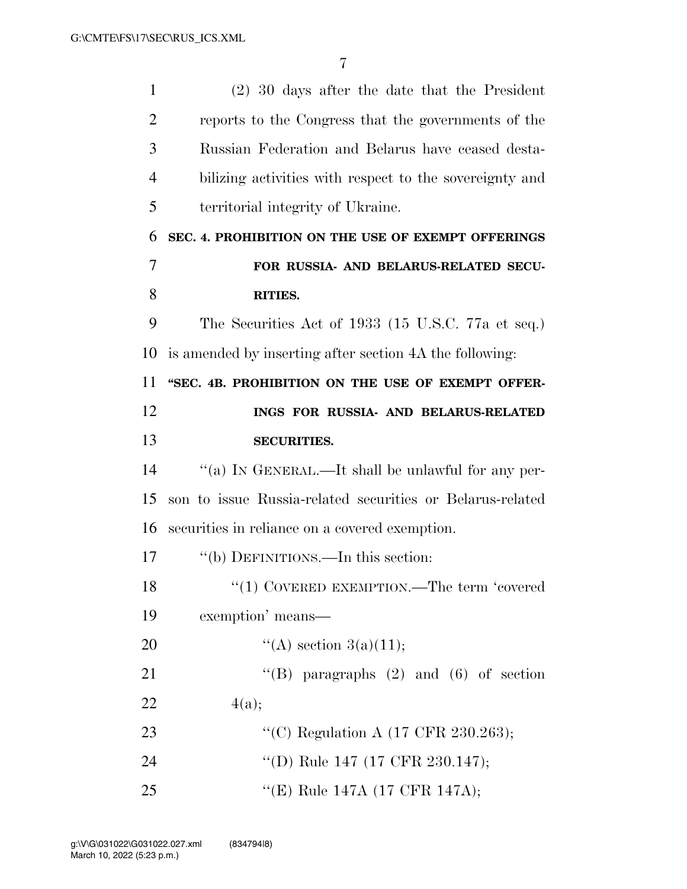(2) 30 days after the date that the President reports to the Congress that the governments of the Russian Federation and Belarus have ceased destabilizing activities with respect to the sovereignty and territorial integrity of Ukraine.

## SEC. 4. PROHIBITION ON THE USE OF EXEMPT OFFERINGS FOR RUSSIA- AND BELARUS-RELATED SECURITIES.

The Securities Act of 1933 (15 U.S.C. 77a et seq.) is amended by inserting after section 4A the following:

**"SEC. 4B. PROHIBITION ON THE USE OF EXEMPT OFFERINGS FOR RUSSIA- AND BELARUS-RELATED SECURITIES.**

"(a) IN GENERAL.—It shall be unlawful for any person to issue Russia-related securities or Belarus-related securities in reliance on a covered exemption.

"(b) DEFINITIONS.—In this section:

"(1) COVERED EXEMPTION.—The term 'covered exemption' means—

"(A) section 3(a)(11);

"(B) paragraphs (2) and (6) of section 4(a);

"(C) Regulation A (17 CFR 230.263);

"(D) Rule 147 (17 CFR 230.147);

"(E) Rule 147A (17 CFR 147A);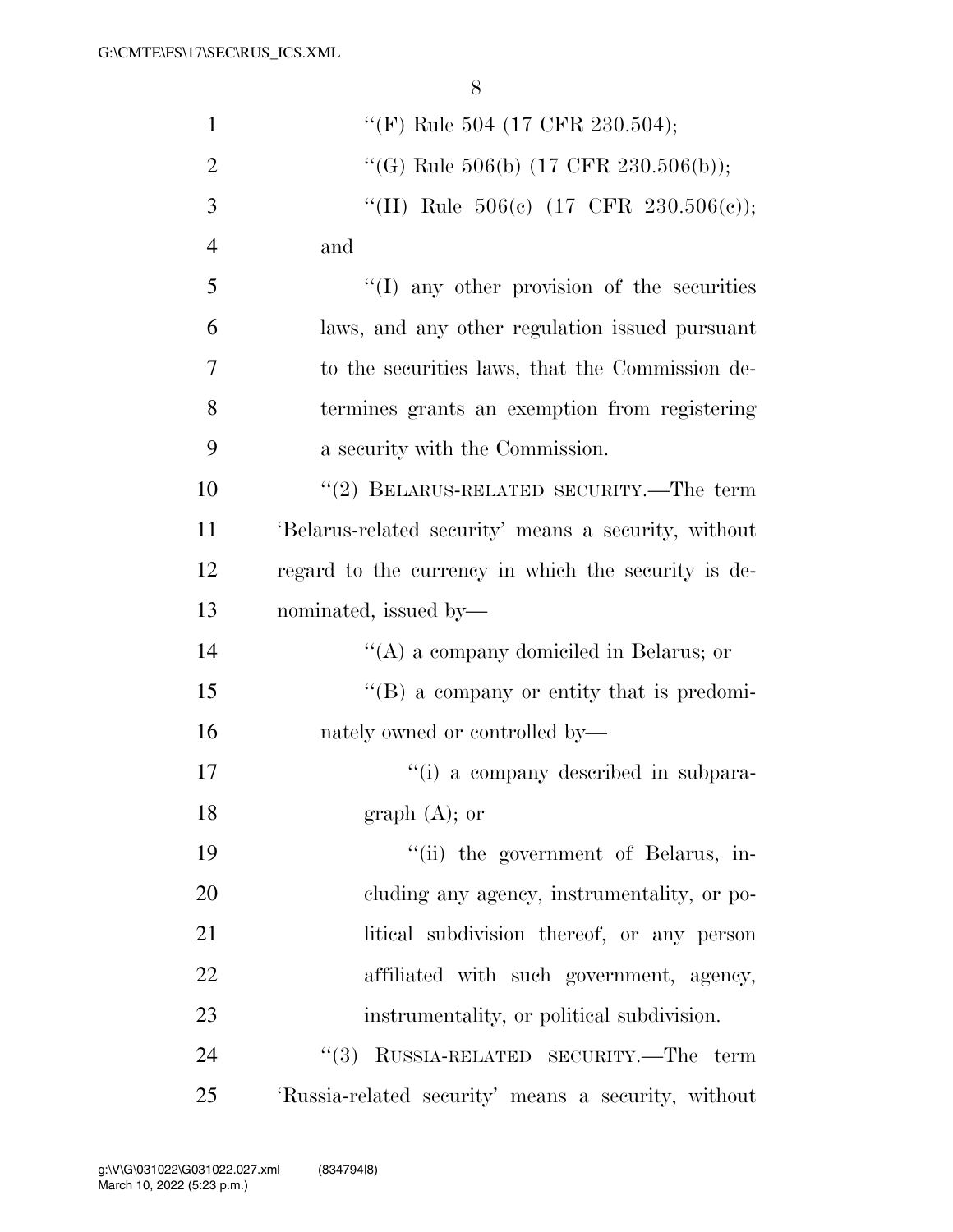"(F) Rule 504 (17 CFR 230.504);

"(G) Rule 506(b) (17 CFR 230.506(b));

"(H) Rule 506(c) (17 CFR 230.506(c)); and

"(I) any other provision of the securities laws, and any other regulation issued pursuant to the securities laws, that the Commission determines grants an exemption from registering a security with the Commission.

"(2) BELARUS-RELATED SECURITY.—The term 'Belarus-related security' means a security, without regard to the currency in which the security is denominated, issued by—

"(A) a company domiciled in Belarus; or

"(B) a company or entity that is predominately owned or controlled by—

"(i) a company described in subparagraph (A); or

"(ii) the government of Belarus, including any agency, instrumentality, or political subdivision thereof, or any person affiliated with such government, agency, instrumentality, or political subdivision.

"(3) RUSSIA-RELATED SECURITY.—The term 'Russia-related security' means a security, without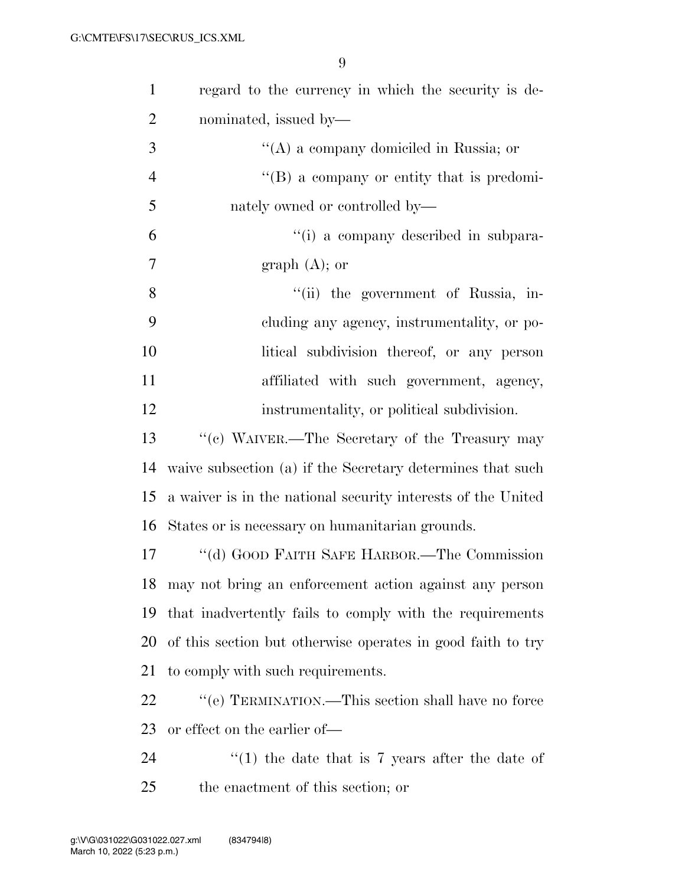regard to the currency in which the security is denominated, issued by—

''(A) a company domiciled in Russia; or

''(B) a company or entity that is predominately owned or controlled by—

''(i) a company described in subparagraph (A); or

''(ii) the government of Russia, including any agency, instrumentality, or political subdivision thereof, or any person affiliated with such government, agency, instrumentality, or political subdivision.

''(c) WAIVER.—The Secretary of the Treasury may waive subsection (a) if the Secretary determines that such a waiver is in the national security interests of the United States or is necessary on humanitarian grounds.

''(d) GOOD FAITH SAFE HARBOR.—The Commission may not bring an enforcement action against any person that inadvertently fails to comply with the requirements of this section but otherwise operates in good faith to try to comply with such requirements.

''(e) TERMINATION.—This section shall have no force or effect on the earlier of—

''(1) the date that is 7 years after the date of the enactment of this section; or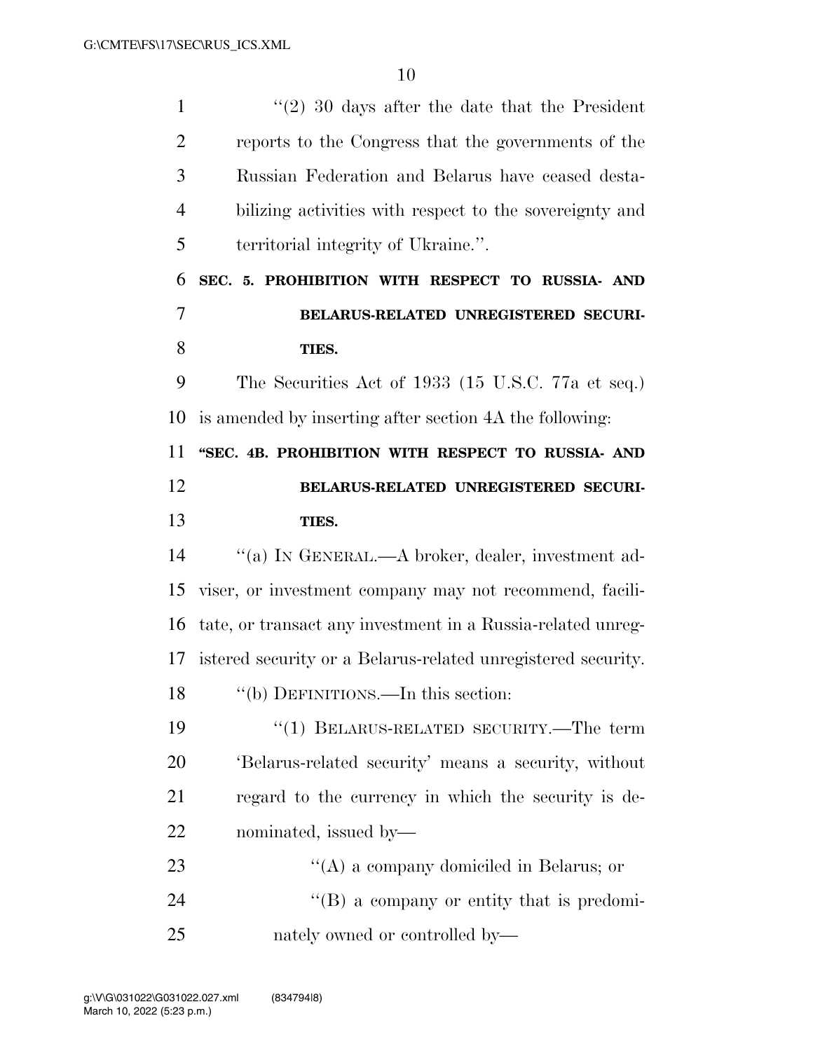''(2) 30 days after the date that the President reports to the Congress that the governments of the Russian Federation and Belarus have ceased destabilizing activities with respect to the sovereignty and territorial integrity of Ukraine.''.

**SEC. 5. PROHIBITION WITH RESPECT TO RUSSIA- AND BELARUS-RELATED UNREGISTERED SECURITIES.**

The Securities Act of 1933 (15 U.S.C. 77a et seq.) is amended by inserting after section 4A the following:

**''SEC. 4B. PROHIBITION WITH RESPECT TO RUSSIA- AND BELARUS-RELATED UNREGISTERED SECURITIES.**

''(a) IN GENERAL.—A broker, dealer, investment adviser, or investment company may not recommend, facilitate, or transact any investment in a Russia-related unregistered security or a Belarus-related unregistered security.

''(b) DEFINITIONS.—In this section:

''(1) BELARUS-RELATED SECURITY.—The term 'Belarus-related security' means a security, without regard to the currency in which the security is denominated, issued by—

''(A) a company domiciled in Belarus; or

''(B) a company or entity that is predominately owned or controlled by—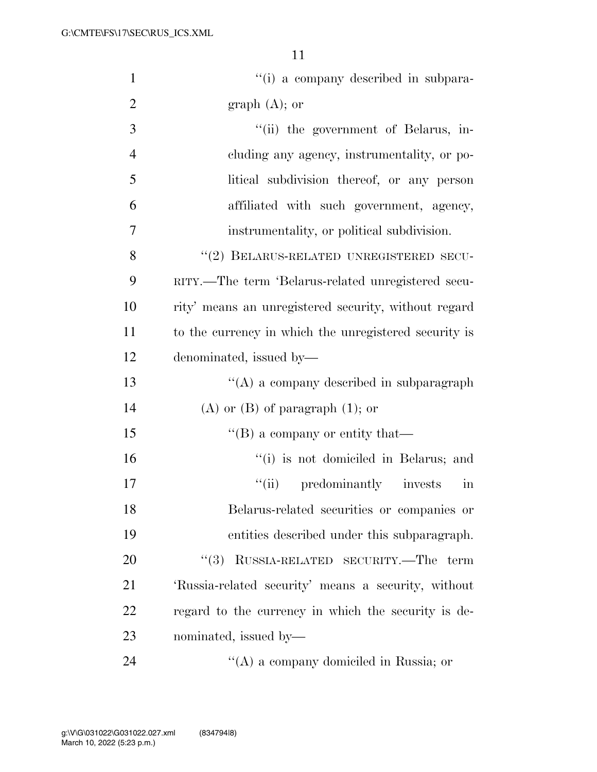''(i) a company described in subparagraph (A); or

''(ii) the government of Belarus, including any agency, instrumentality, or political subdivision thereof, or any person affiliated with such government, agency, instrumentality, or political subdivision.

''(2) BELARUS-RELATED UNREGISTERED SECURITY.—The term 'Belarus-related unregistered security' means an unregistered security, without regard to the currency in which the unregistered security is denominated, issued by—

''(A) a company described in subparagraph (A) or (B) of paragraph (1); or

''(B) a company or entity that—

''(i) is not domiciled in Belarus; and

''(ii) predominantly invests in Belarus-related securities or companies or entities described under this subparagraph.

''(3) RUSSIA-RELATED SECURITY.—The term 'Russia-related security' means a security, without regard to the currency in which the security is denominated, issued by—

''(A) a company domiciled in Russia; or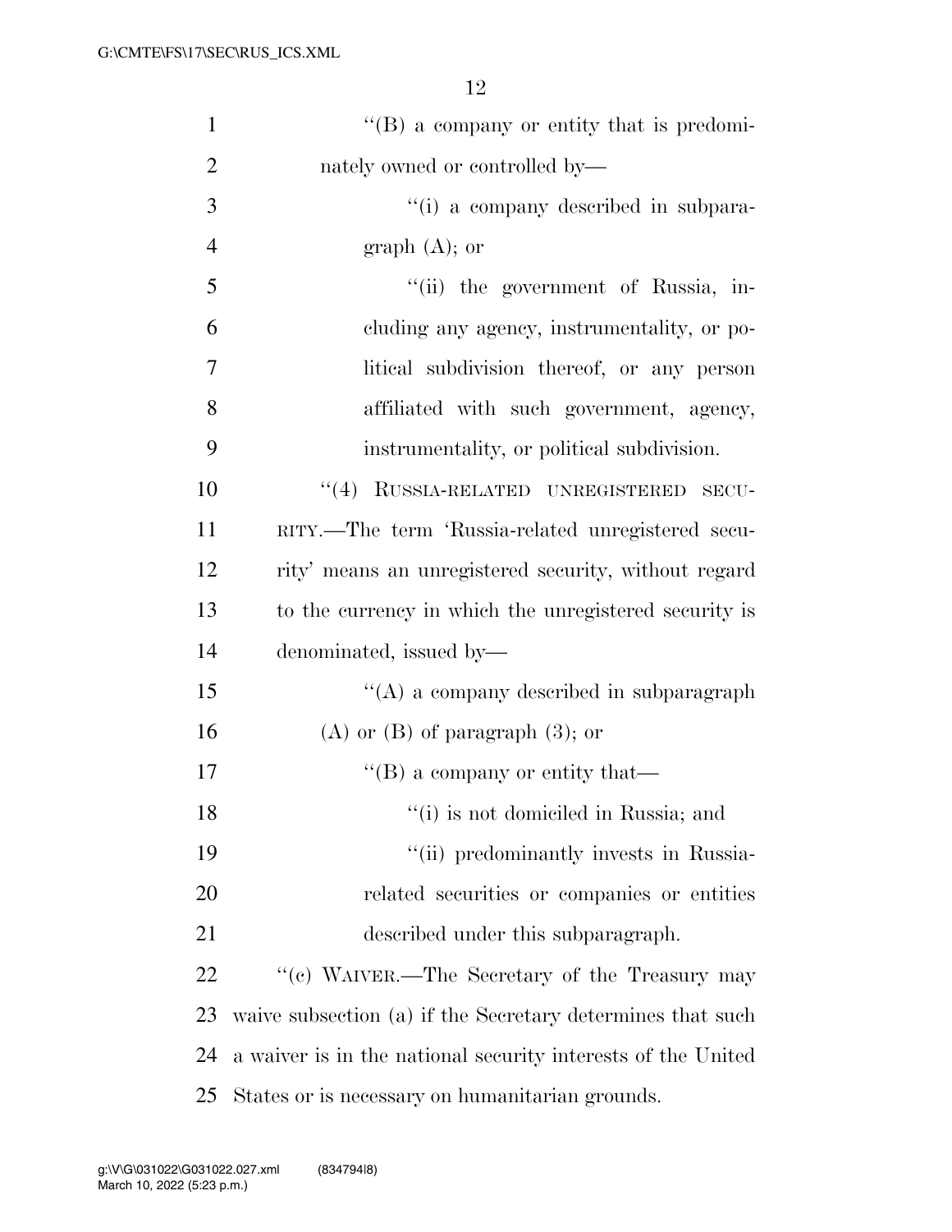''(B) a company or entity that is predominately owned or controlled by—

''(i) a company described in subparagraph (A); or

''(ii) the government of Russia, including any agency, instrumentality, or political subdivision thereof, or any person affiliated with such government, agency, instrumentality, or political subdivision.

''(4) RUSSIA-RELATED UNREGISTERED SECURITY.—The term 'Russia-related unregistered security' means an unregistered security, without regard to the currency in which the unregistered security is denominated, issued by—

''(A) a company described in subparagraph (A) or (B) of paragraph (3); or

''(B) a company or entity that—

''(i) is not domiciled in Russia; and

''(ii) predominantly invests in Russia-related securities or companies or entities described under this subparagraph.

''(c) WAIVER.—The Secretary of the Treasury may waive subsection (a) if the Secretary determines that such a waiver is in the national security interests of the United States or is necessary on humanitarian grounds.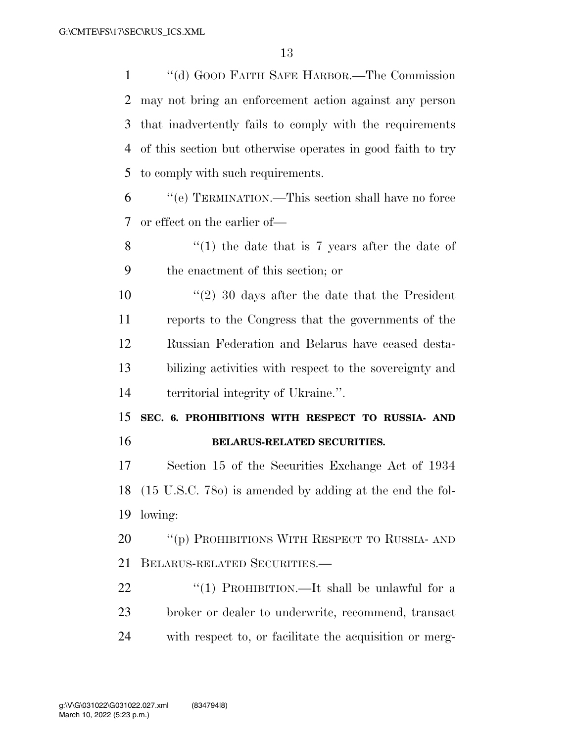''(d) GOOD FAITH SAFE HARBOR.—The Commission may not bring an enforcement action against any person that inadvertently fails to comply with the requirements of this section but otherwise operates in good faith to try to comply with such requirements.

''(e) TERMINATION.—This section shall have no force or effect on the earlier of—

''(1) the date that is 7 years after the date of the enactment of this section; or

''(2) 30 days after the date that the President reports to the Congress that the governments of the Russian Federation and Belarus have ceased destabilizing activities with respect to the sovereignty and territorial integrity of Ukraine.''.

**SEC. 6. PROHIBITIONS WITH RESPECT TO RUSSIA- AND BELARUS-RELATED SECURITIES.**

Section 15 of the Securities Exchange Act of 1934 (15 U.S.C. 78o) is amended by adding at the end the following:

''(p) PROHIBITIONS WITH RESPECT TO RUSSIA- AND BELARUS-RELATED SECURITIES.—

''(1) PROHIBITION.—It shall be unlawful for a broker or dealer to underwrite, recommend, transact with respect to, or facilitate the acquisition or merg-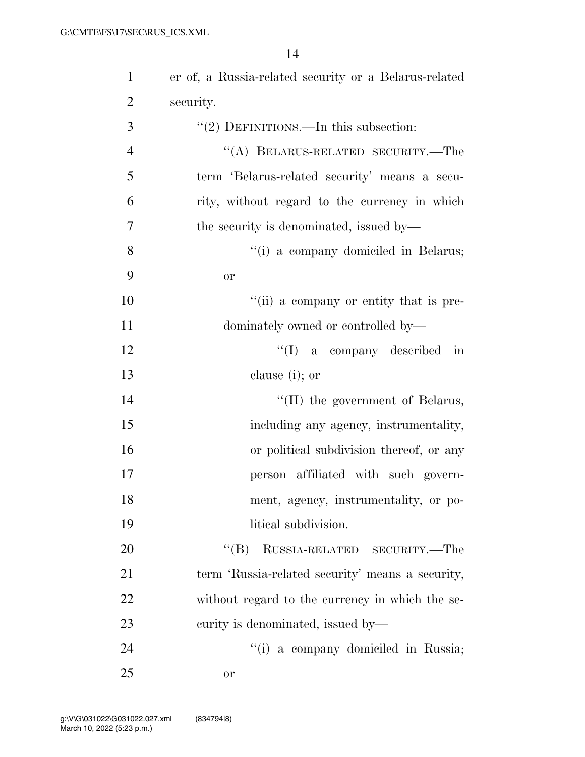er of, a Russia-related security or a Belarus-related security.

"(2) DEFINITIONS.—In this subsection:

"(A) BELARUS-RELATED SECURITY.—The term 'Belarus-related security' means a security, without regard to the currency in which the security is denominated, issued by—

"(i) a company domiciled in Belarus; or

"(ii) a company or entity that is predominately owned or controlled by—

"(I) a company described in clause (i); or

"(II) the government of Belarus, including any agency, instrumentality, or political subdivision thereof, or any person affiliated with such government, agency, instrumentality, or political subdivision.

"(B) RUSSIA-RELATED SECURITY.—The term 'Russia-related security' means a security, without regard to the currency in which the security is denominated, issued by—

"(i) a company domiciled in Russia; or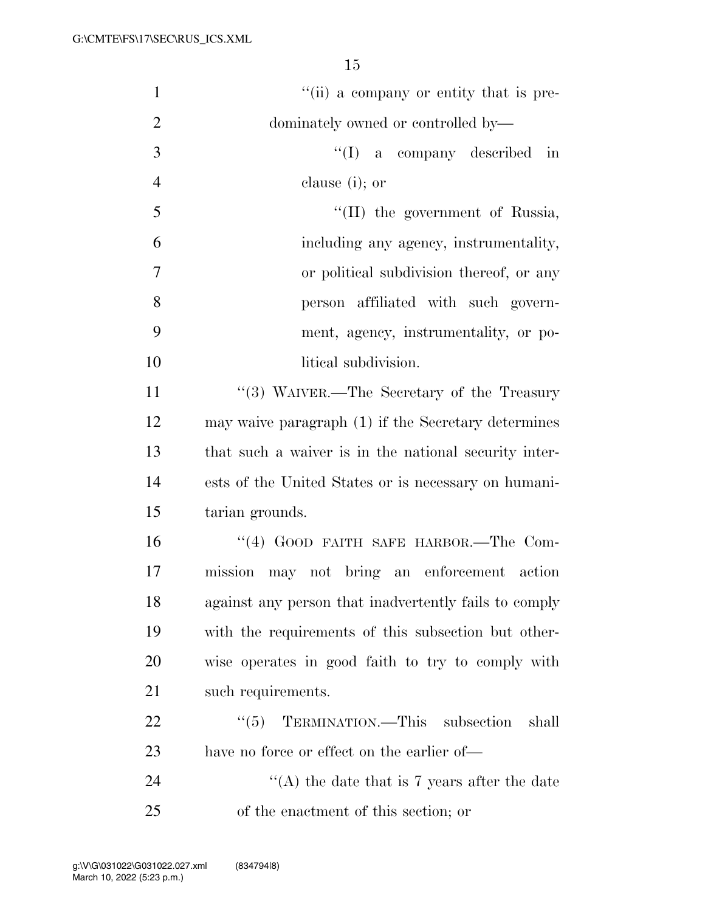''(ii) a company or entity that is predominately owned or controlled by—

''(I) a company described in clause (i); or

''(II) the government of Russia, including any agency, instrumentality, or political subdivision thereof, or any person affiliated with such government, agency, instrumentality, or political subdivision.

''(3) WAIVER.—The Secretary of the Treasury may waive paragraph (1) if the Secretary determines that such a waiver is in the national security interests of the United States or is necessary on humanitarian grounds.

''(4) GOOD FAITH SAFE HARBOR.—The Commission may not bring an enforcement action against any person that inadvertently fails to comply with the requirements of this subsection but otherwise operates in good faith to try to comply with such requirements.

''(5) TERMINATION.—This subsection shall have no force or effect on the earlier of—

''(A) the date that is 7 years after the date of the enactment of this section; or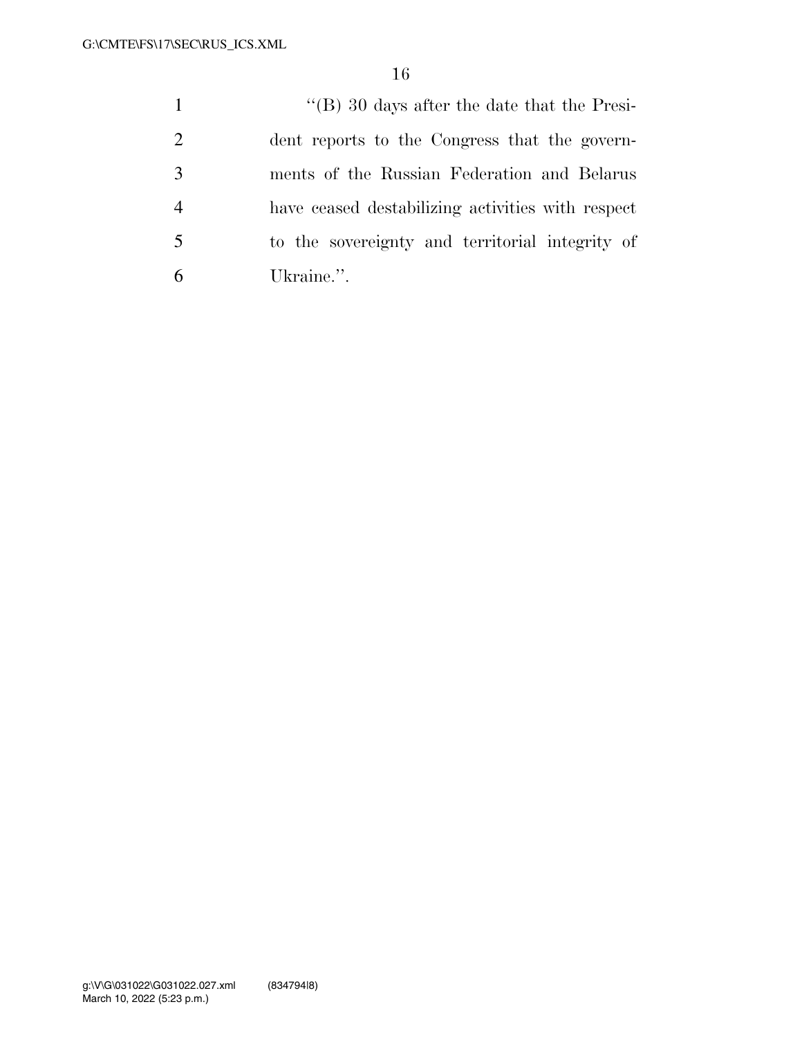''(B) 30 days after the date that the President reports to the Congress that the governments of the Russian Federation and Belarus have ceased destabilizing activities with respect to the sovereignty and territorial integrity of Ukraine.''.